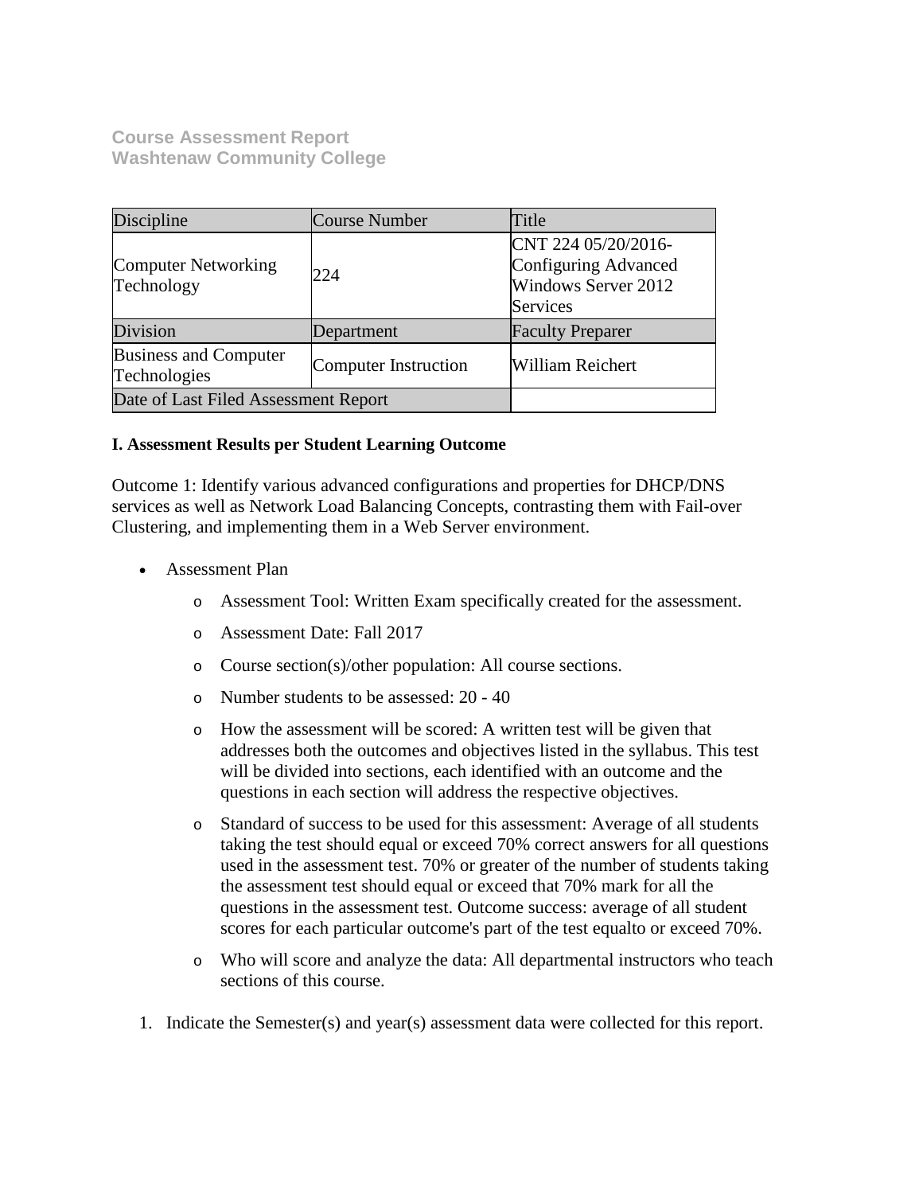**Course Assessment Report**
**Washtenaw Community College**

| Discipline | Course Number | Title |
|---|---|---|
| Computer Networking Technology | 224 | CNT 224 05/20/2016-Configuring Advanced Windows Server 2012 Services |
| Division | Department | Faculty Preparer |
| Business and Computer Technologies | Computer Instruction | William Reichert |
| Date of Last Filed Assessment Report | | |

**I. Assessment Results per Student Learning Outcome**

Outcome 1: Identify various advanced configurations and properties for DHCP/DNS services as well as Network Load Balancing Concepts, contrasting them with Fail-over Clustering, and implementing them in a Web Server environment.

- Assessment Plan
  - Assessment Tool: Written Exam specifically created for the assessment.
  - Assessment Date: Fall 2017
  - Course section(s)/other population: All course sections.
  - Number students to be assessed: 20 - 40
  - How the assessment will be scored: A written test will be given that addresses both the outcomes and objectives listed in the syllabus. This test will be divided into sections, each identified with an outcome and the questions in each section will address the respective objectives.
  - Standard of success to be used for this assessment: Average of all students taking the test should equal or exceed 70% correct answers for all questions used in the assessment test. 70% or greater of the number of students taking the assessment test should equal or exceed that 70% mark for all the questions in the assessment test. Outcome success: average of all student scores for each particular outcome's part of the test equalto or exceed 70%.
  - Who will score and analyze the data: All departmental instructors who teach sections of this course.

1. Indicate the Semester(s) and year(s) assessment data were collected for this report.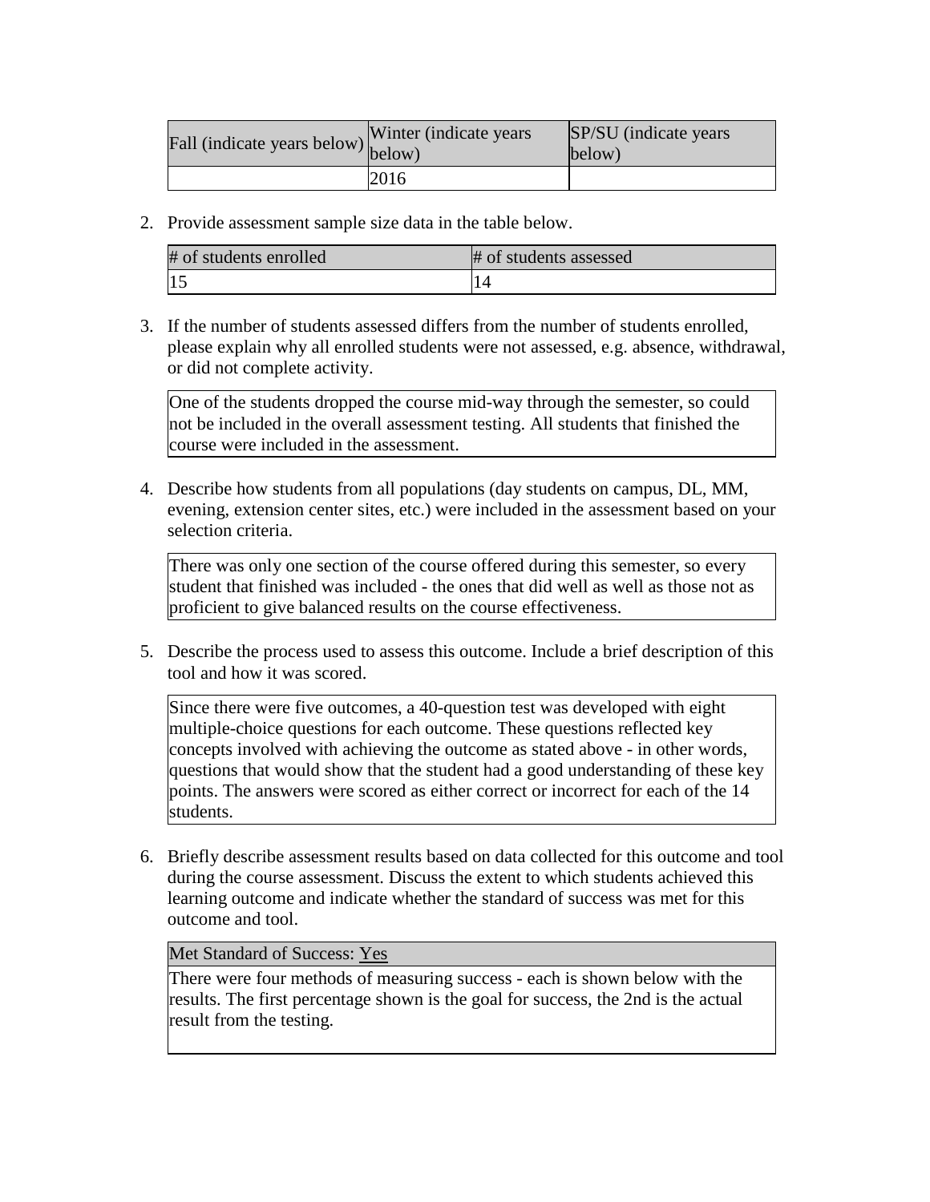| Fall (indicate years below) | Winter (indicate years below) | SP/SU (indicate years below) |
|---|---|---|
| | 2016 | |

2. Provide assessment sample size data in the table below.

| # of students enrolled | # of students assessed |
|---|---|
| 15 | 14 |

3. If the number of students assessed differs from the number of students enrolled, please explain why all enrolled students were not assessed, e.g. absence, withdrawal, or did not complete activity.

| One of the students dropped the course mid-way through the semester, so could not be included in the overall assessment testing. All students that finished the course were included in the assessment. |
|---|

4. Describe how students from all populations (day students on campus, DL, MM, evening, extension center sites, etc.) were included in the assessment based on your selection criteria.

| There was only one section of the course offered during this semester, so every student that finished was included - the ones that did well as well as those not as proficient to give balanced results on the course effectiveness. |
|---|

5. Describe the process used to assess this outcome. Include a brief description of this tool and how it was scored.

| Since there were five outcomes, a 40-question test was developed with eight multiple-choice questions for each outcome. These questions reflected key concepts involved with achieving the outcome as stated above - in other words, questions that would show that the student had a good understanding of these key points. The answers were scored as either correct or incorrect for each of the 14 students. |
|---|

6. Briefly describe assessment results based on data collected for this outcome and tool during the course assessment. Discuss the extent to which students achieved this learning outcome and indicate whether the standard of success was met for this outcome and tool.

| Met Standard of Success: Yes |
|---|
| There were four methods of measuring success - each is shown below with the results. The first percentage shown is the goal for success, the 2nd is the actual result from the testing. |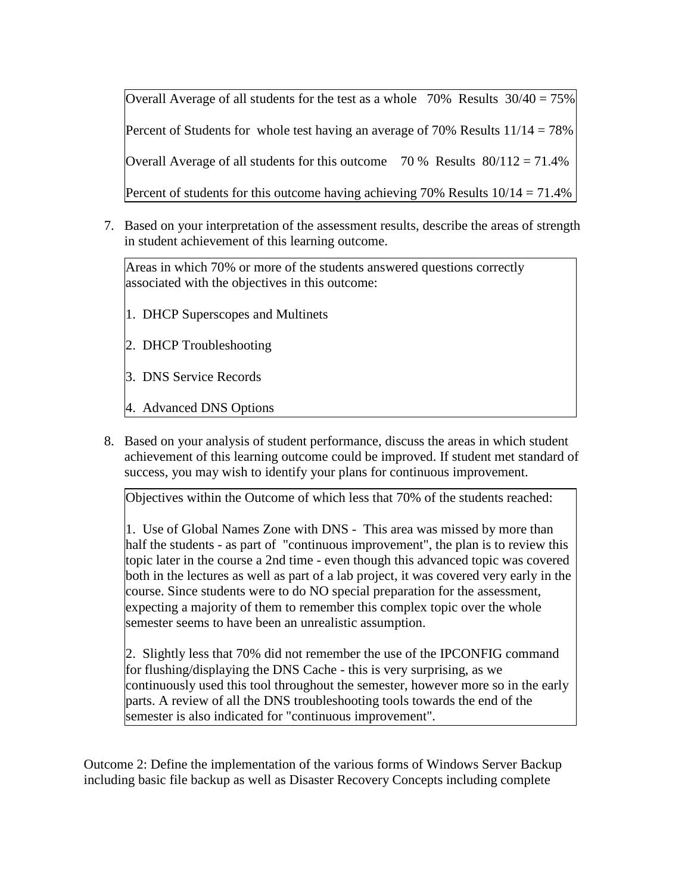Overall Average of all students for the test as a whole   70%  Results  30/40 = 75%

Percent of Students for  whole test having an average of 70% Results 11/14 = 78%

Overall Average of all students for this outcome    70 %  Results  80/112 = 71.4%

Percent of students for this outcome having achieving 70% Results 10/14 = 71.4%

7. Based on your interpretation of the assessment results, describe the areas of strength in student achievement of this learning outcome.

Areas in which 70% or more of the students answered questions correctly associated with the objectives in this outcome:

1. DHCP Superscopes and Multinets
2. DHCP Troubleshooting
3. DNS Service Records
4. Advanced DNS Options

8. Based on your analysis of student performance, discuss the areas in which student achievement of this learning outcome could be improved. If student met standard of success, you may wish to identify your plans for continuous improvement.

Objectives within the Outcome of which less that 70% of the students reached:

1. Use of Global Names Zone with DNS -  This area was missed by more than half the students - as part of  "continuous improvement", the plan is to review this topic later in the course a 2nd time - even though this advanced topic was covered both in the lectures as well as part of a lab project, it was covered very early in the course. Since students were to do NO special preparation for the assessment, expecting a majority of them to remember this complex topic over the whole semester seems to have been an unrealistic assumption.

2. Slightly less that 70% did not remember the use of the IPCONFIG command for flushing/displaying the DNS Cache - this is very surprising, as we continuously used this tool throughout the semester, however more so in the early parts. A review of all the DNS troubleshooting tools towards the end of the semester is also indicated for "continuous improvement".

Outcome 2: Define the implementation of the various forms of Windows Server Backup including basic file backup as well as Disaster Recovery Concepts including complete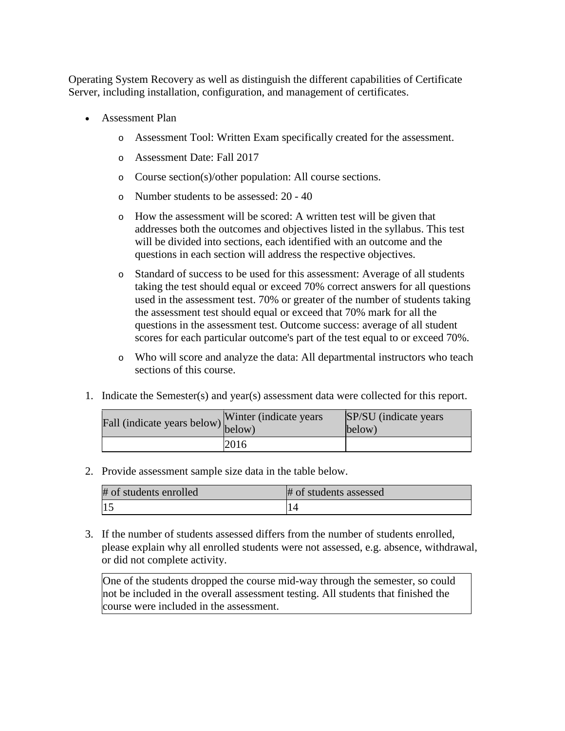Operating System Recovery as well as distinguish the different capabilities of Certificate Server, including installation, configuration, and management of certificates.

- Assessment Plan
  - Assessment Tool: Written Exam specifically created for the assessment.
  - Assessment Date: Fall 2017
  - Course section(s)/other population: All course sections.
  - Number students to be assessed: 20 - 40
  - How the assessment will be scored: A written test will be given that addresses both the outcomes and objectives listed in the syllabus. This test will be divided into sections, each identified with an outcome and the questions in each section will address the respective objectives.
  - Standard of success to be used for this assessment: Average of all students taking the test should equal or exceed 70% correct answers for all questions used in the assessment test. 70% or greater of the number of students taking the assessment test should equal or exceed that 70% mark for all the questions in the assessment test. Outcome success: average of all student scores for each particular outcome's part of the test equal to or exceed 70%.
  - Who will score and analyze the data: All departmental instructors who teach sections of this course.

1. Indicate the Semester(s) and year(s) assessment data were collected for this report.

| Fall (indicate years below) | Winter (indicate years below) | SP/SU (indicate years below) |
|---|---|---|
| | 2016 | |

2. Provide assessment sample size data in the table below.

| # of students enrolled | # of students assessed |
|---|---|
| 15 | 14 |

3. If the number of students assessed differs from the number of students enrolled, please explain why all enrolled students were not assessed, e.g. absence, withdrawal, or did not complete activity.

One of the students dropped the course mid-way through the semester, so could not be included in the overall assessment testing. All students that finished the course were included in the assessment.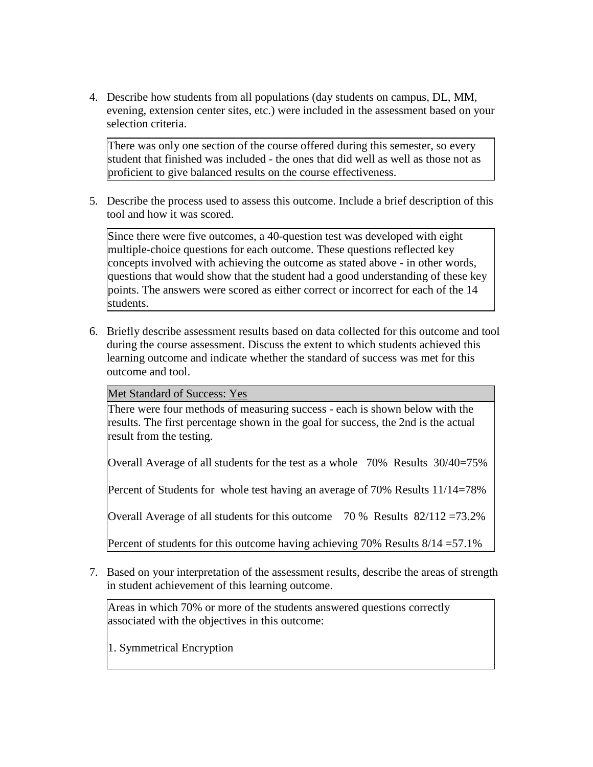4. Describe how students from all populations (day students on campus, DL, MM, evening, extension center sites, etc.) were included in the assessment based on your selection criteria.

| There was only one section of the course offered during this semester, so every student that finished was included - the ones that did well as well as those not as proficient to give balanced results on the course effectiveness. |
|---|

5. Describe the process used to assess this outcome. Include a brief description of this tool and how it was scored.

| Since there were five outcomes, a 40-question test was developed with eight multiple-choice questions for each outcome. These questions reflected key concepts involved with achieving the outcome as stated above - in other words, questions that would show that the student had a good understanding of these key points. The answers were scored as either correct or incorrect for each of the 14 students. |
|---|

6. Briefly describe assessment results based on data collected for this outcome and tool during the course assessment. Discuss the extent to which students achieved this learning outcome and indicate whether the standard of success was met for this outcome and tool.

Met Standard of Success: Yes

There were four methods of measuring success - each is shown below with the results. The first percentage shown in the goal for success, the 2nd is the actual result from the testing.

Overall Average of all students for the test as a whole 70% Results 30/40=75%

Percent of Students for whole test having an average of 70% Results 11/14=78%

Overall Average of all students for this outcome 70 % Results 82/112 =73.2%

Percent of students for this outcome having achieving 70% Results 8/14 =57.1%

7. Based on your interpretation of the assessment results, describe the areas of strength in student achievement of this learning outcome.

Areas in which 70% or more of the students answered questions correctly associated with the objectives in this outcome:

1. Symmetrical Encryption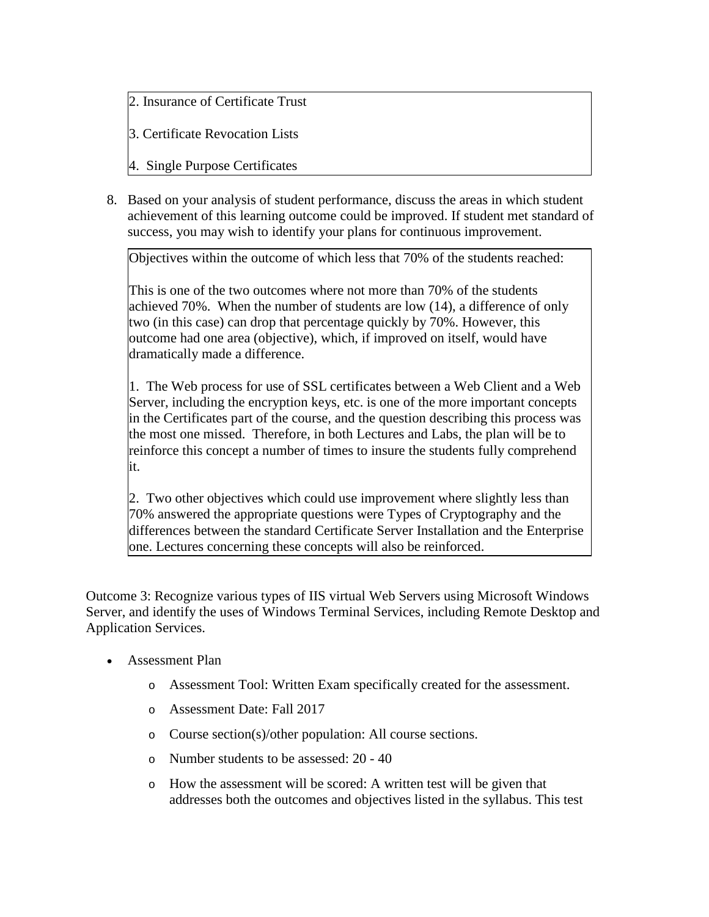| 2. Insurance of Certificate Trust<br><br>3. Certificate Revocation Lists<br><br>4. Single Purpose Certificates |
|---|

8. Based on your analysis of student performance, discuss the areas in which student achievement of this learning outcome could be improved. If student met standard of success, you may wish to identify your plans for continuous improvement.

| Objectives within the outcome of which less that 70% of the students reached:<br><br>This is one of the two outcomes where not more than 70% of the students achieved 70%. When the number of students are low (14), a difference of only two (in this case) can drop that percentage quickly by 70%. However, this outcome had one area (objective), which, if improved on itself, would have dramatically made a difference.<br><br>1. The Web process for use of SSL certificates between a Web Client and a Web Server, including the encryption keys, etc. is one of the more important concepts in the Certificates part of the course, and the question describing this process was the most one missed. Therefore, in both Lectures and Labs, the plan will be to reinforce this concept a number of times to insure the students fully comprehend it.<br><br>2. Two other objectives which could use improvement where slightly less than 70% answered the appropriate questions were Types of Cryptography and the differences between the standard Certificate Server Installation and the Enterprise one. Lectures concerning these concepts will also be reinforced. |
|---|

Outcome 3: Recognize various types of IIS virtual Web Servers using Microsoft Windows Server, and identify the uses of Windows Terminal Services, including Remote Desktop and Application Services.

- Assessment Plan
  - Assessment Tool: Written Exam specifically created for the assessment.
  - Assessment Date: Fall 2017
  - Course section(s)/other population: All course sections.
  - Number students to be assessed: 20 - 40
  - How the assessment will be scored: A written test will be given that addresses both the outcomes and objectives listed in the syllabus. This test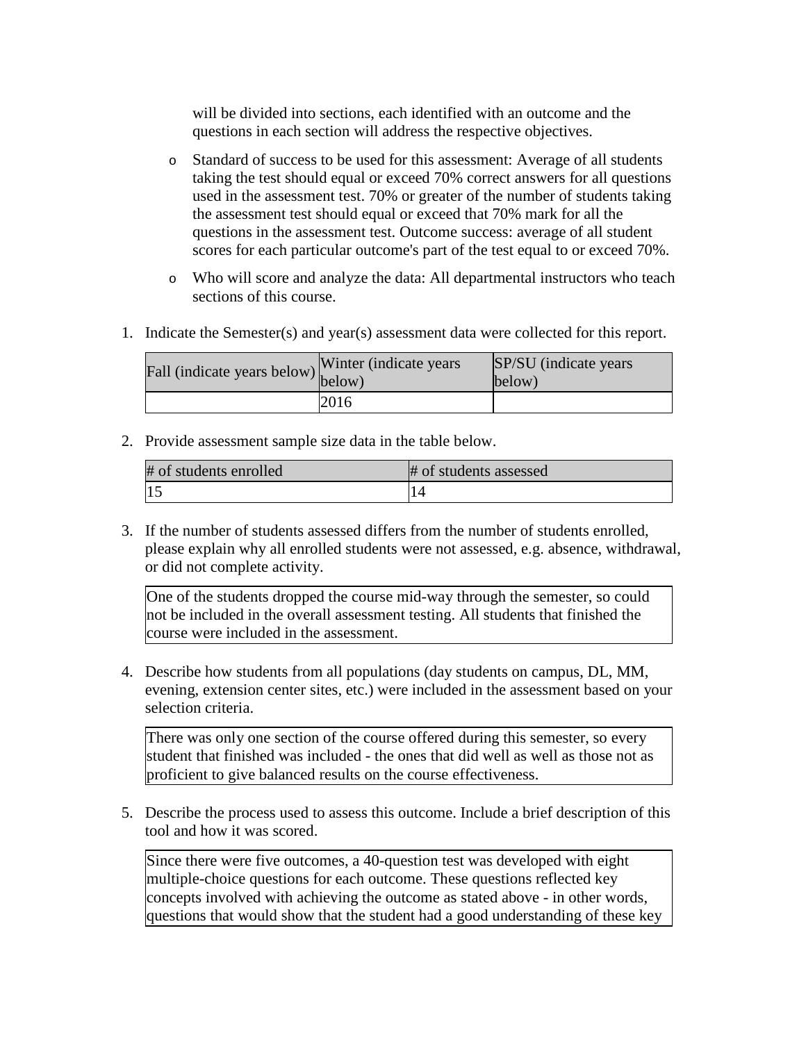will be divided into sections, each identified with an outcome and the questions in each section will address the respective objectives.

- Standard of success to be used for this assessment: Average of all students taking the test should equal or exceed 70% correct answers for all questions used in the assessment test. 70% or greater of the number of students taking the assessment test should equal or exceed that 70% mark for all the questions in the assessment test. Outcome success: average of all student scores for each particular outcome's part of the test equal to or exceed 70%.
- Who will score and analyze the data: All departmental instructors who teach sections of this course.

1. Indicate the Semester(s) and year(s) assessment data were collected for this report.

| Fall (indicate years below) | Winter (indicate years below) | SP/SU (indicate years below) |
|---|---|---|
| | 2016 | |

2. Provide assessment sample size data in the table below.

| # of students enrolled | # of students assessed |
|---|---|
| 15 | 14 |

3. If the number of students assessed differs from the number of students enrolled, please explain why all enrolled students were not assessed, e.g. absence, withdrawal, or did not complete activity.

One of the students dropped the course mid-way through the semester, so could not be included in the overall assessment testing. All students that finished the course were included in the assessment.

4. Describe how students from all populations (day students on campus, DL, MM, evening, extension center sites, etc.) were included in the assessment based on your selection criteria.

There was only one section of the course offered during this semester, so every student that finished was included - the ones that did well as well as those not as proficient to give balanced results on the course effectiveness.

5. Describe the process used to assess this outcome. Include a brief description of this tool and how it was scored.

Since there were five outcomes, a 40-question test was developed with eight multiple-choice questions for each outcome. These questions reflected key concepts involved with achieving the outcome as stated above - in other words, questions that would show that the student had a good understanding of these key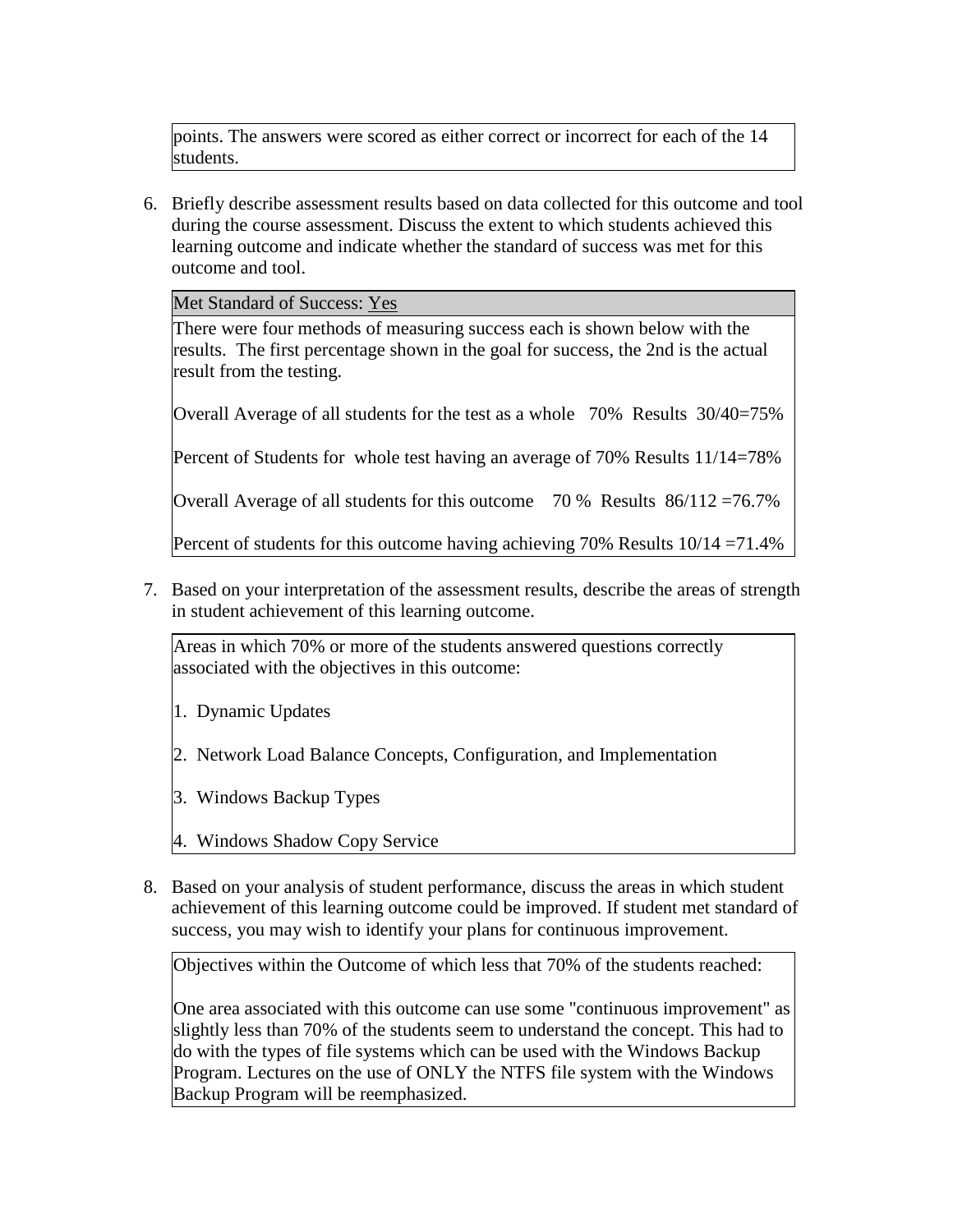points. The answers were scored as either correct or incorrect for each of the 14 students.

6. Briefly describe assessment results based on data collected for this outcome and tool during the course assessment. Discuss the extent to which students achieved this learning outcome and indicate whether the standard of success was met for this outcome and tool.

| Met Standard of Success: Yes |
|---|
| There were four methods of measuring success each is shown below with the results. The first percentage shown in the goal for success, the 2nd is the actual result from the testing.<br><br>Overall Average of all students for the test as a whole 70% Results 30/40=75%<br><br>Percent of Students for whole test having an average of 70% Results 11/14=78%<br><br>Overall Average of all students for this outcome 70 % Results 86/112 =76.7%<br><br>Percent of students for this outcome having achieving 70% Results 10/14 =71.4% |

7. Based on your interpretation of the assessment results, describe the areas of strength in student achievement of this learning outcome.

Areas in which 70% or more of the students answered questions correctly associated with the objectives in this outcome:

1. Dynamic Updates
2. Network Load Balance Concepts, Configuration, and Implementation
3. Windows Backup Types
4. Windows Shadow Copy Service

8. Based on your analysis of student performance, discuss the areas in which student achievement of this learning outcome could be improved. If student met standard of success, you may wish to identify your plans for continuous improvement.

Objectives within the Outcome of which less that 70% of the students reached:

One area associated with this outcome can use some "continuous improvement" as slightly less than 70% of the students seem to understand the concept. This had to do with the types of file systems which can be used with the Windows Backup Program. Lectures on the use of ONLY the NTFS file system with the Windows Backup Program will be reemphasized.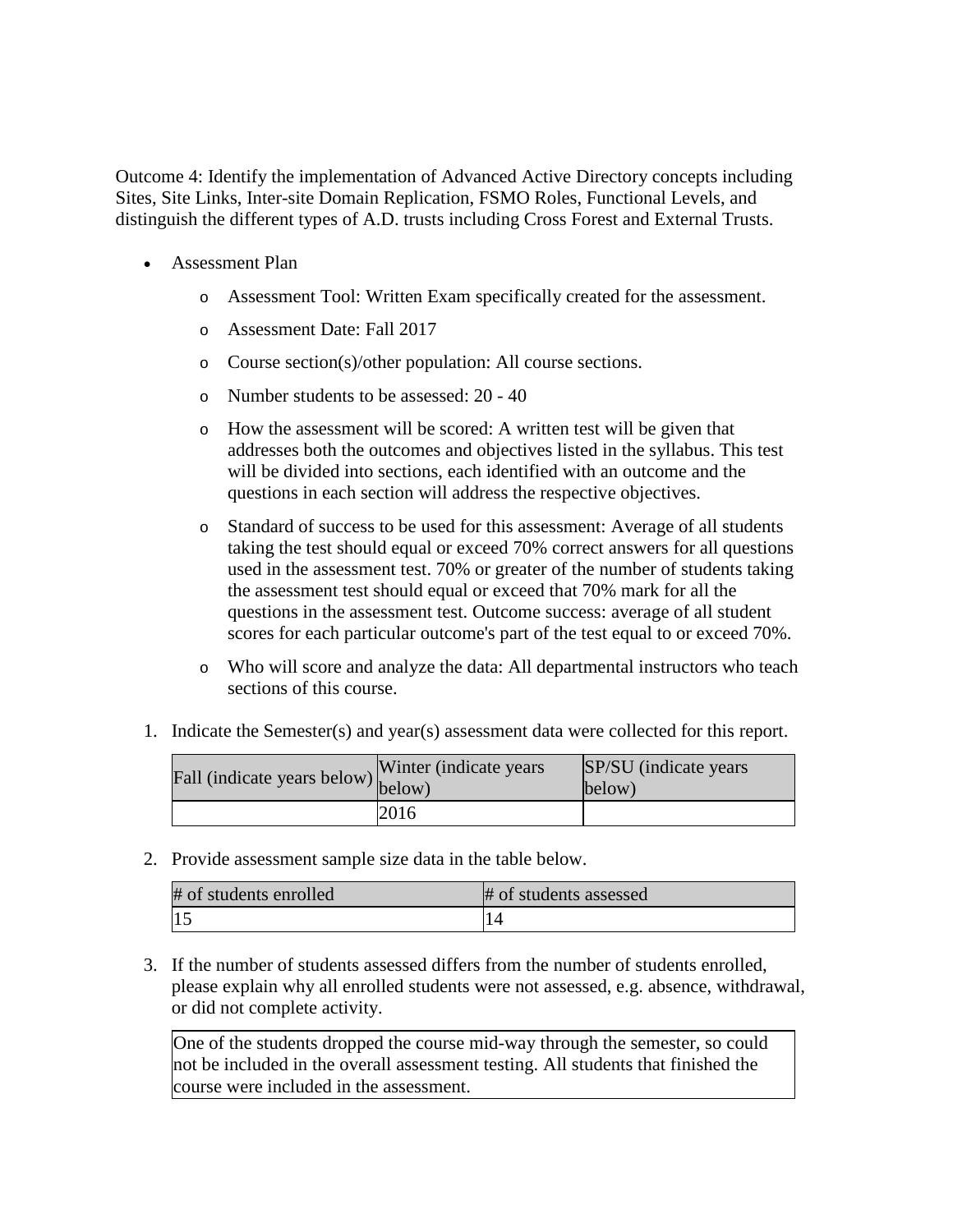Outcome 4: Identify the implementation of Advanced Active Directory concepts including Sites, Site Links, Inter-site Domain Replication, FSMO Roles, Functional Levels, and distinguish the different types of A.D. trusts including Cross Forest and External Trusts.

- Assessment Plan
    - Assessment Tool: Written Exam specifically created for the assessment.
    - Assessment Date: Fall 2017
    - Course section(s)/other population: All course sections.
    - Number students to be assessed: 20 - 40
    - How the assessment will be scored: A written test will be given that addresses both the outcomes and objectives listed in the syllabus. This test will be divided into sections, each identified with an outcome and the questions in each section will address the respective objectives.
    - Standard of success to be used for this assessment: Average of all students taking the test should equal or exceed 70% correct answers for all questions used in the assessment test. 70% or greater of the number of students taking the assessment test should equal or exceed that 70% mark for all the questions in the assessment test. Outcome success: average of all student scores for each particular outcome's part of the test equal to or exceed 70%.
    - Who will score and analyze the data: All departmental instructors who teach sections of this course.

1. Indicate the Semester(s) and year(s) assessment data were collected for this report.

| Fall (indicate years below) | Winter (indicate years below) | SP/SU (indicate years below) |
|---|---|---|
| | 2016 | |

2. Provide assessment sample size data in the table below.

| # of students enrolled | # of students assessed |
|---|---|
| 15 | 14 |

3. If the number of students assessed differs from the number of students enrolled, please explain why all enrolled students were not assessed, e.g. absence, withdrawal, or did not complete activity.

| One of the students dropped the course mid-way through the semester, so could not be included in the overall assessment testing. All students that finished the course were included in the assessment. |
|---|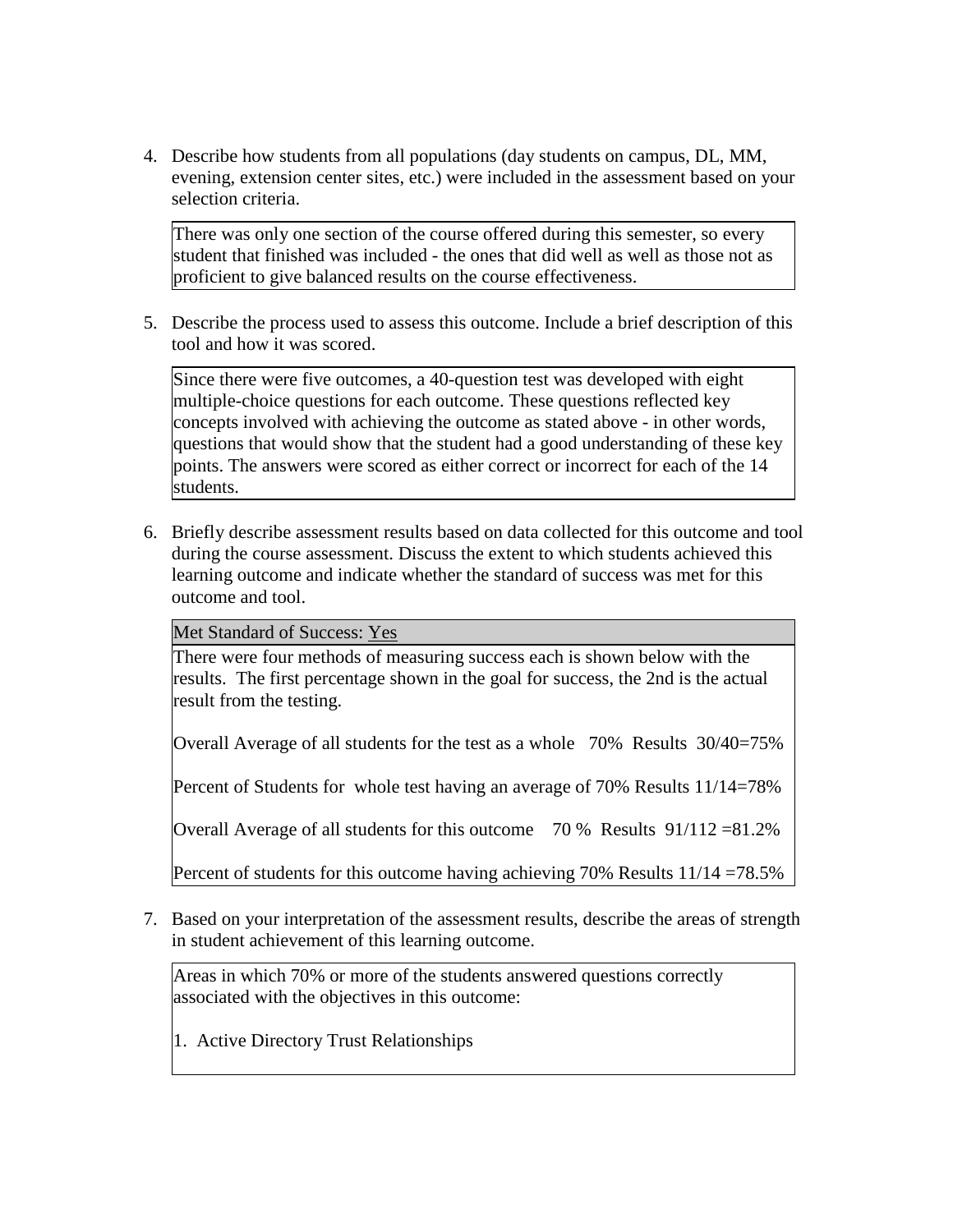4. Describe how students from all populations (day students on campus, DL, MM, evening, extension center sites, etc.) were included in the assessment based on your selection criteria.

| There was only one section of the course offered during this semester, so every student that finished was included - the ones that did well as well as those not as proficient to give balanced results on the course effectiveness. |
|---|

5. Describe the process used to assess this outcome. Include a brief description of this tool and how it was scored.

| Since there were five outcomes, a 40-question test was developed with eight multiple-choice questions for each outcome. These questions reflected key concepts involved with achieving the outcome as stated above - in other words, questions that would show that the student had a good understanding of these key points. The answers were scored as either correct or incorrect for each of the 14 students. |
|---|

6. Briefly describe assessment results based on data collected for this outcome and tool during the course assessment. Discuss the extent to which students achieved this learning outcome and indicate whether the standard of success was met for this outcome and tool.

| Met Standard of Success: Yes |
|---|
| There were four methods of measuring success each is shown below with the results. The first percentage shown in the goal for success, the 2nd is the actual result from the testing.<br><br>Overall Average of all students for the test as a whole 70% Results 30/40=75%<br><br>Percent of Students for whole test having an average of 70% Results 11/14=78%<br><br>Overall Average of all students for this outcome 70 % Results 91/112 =81.2%<br><br>Percent of students for this outcome having achieving 70% Results 11/14 =78.5% |

7. Based on your interpretation of the assessment results, describe the areas of strength in student achievement of this learning outcome.

| Areas in which 70% or more of the students answered questions correctly associated with the objectives in this outcome:<br><br>1. Active Directory Trust Relationships |
|---|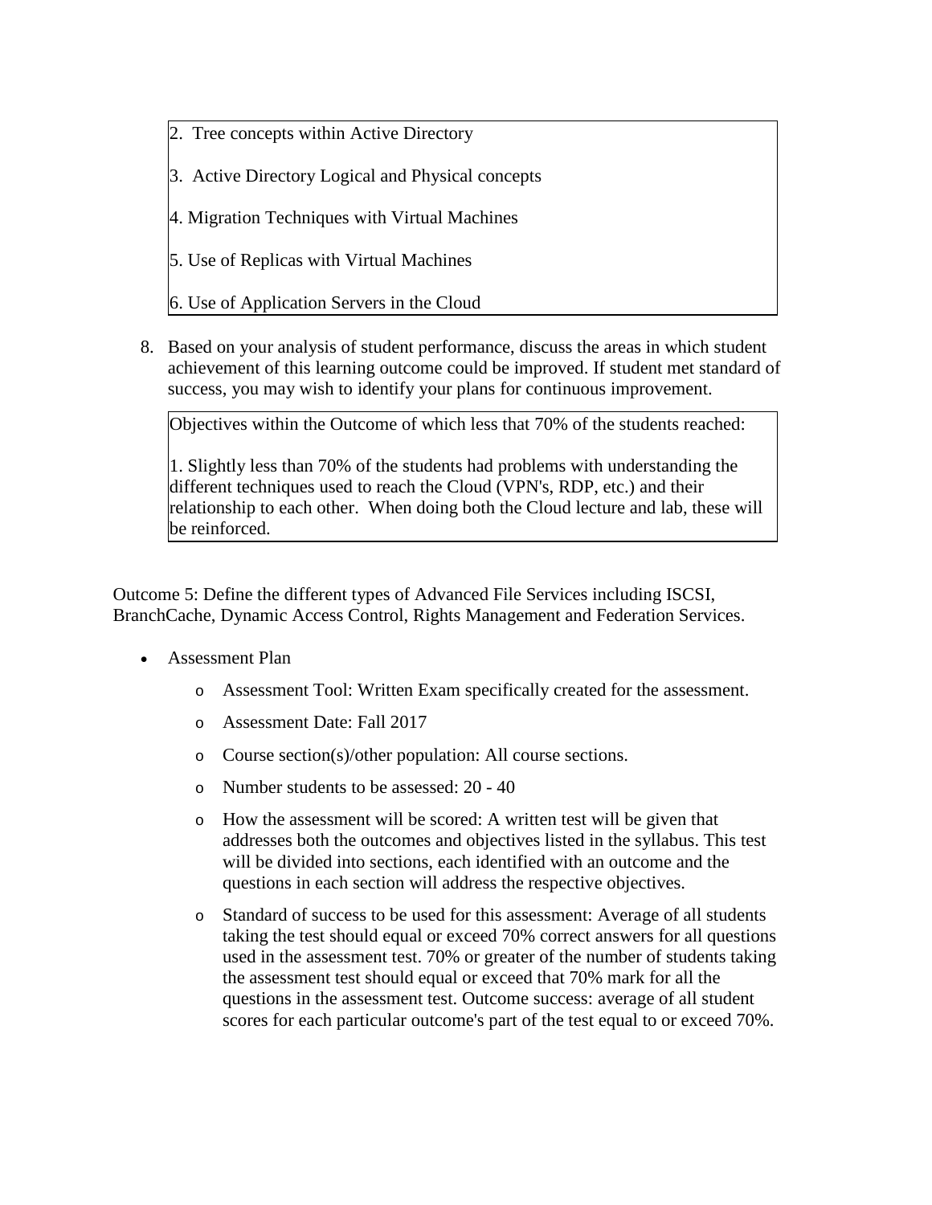2. Tree concepts within Active Directory

3. Active Directory Logical and Physical concepts

4. Migration Techniques with Virtual Machines

5. Use of Replicas with Virtual Machines

6. Use of Application Servers in the Cloud

8. Based on your analysis of student performance, discuss the areas in which student achievement of this learning outcome could be improved. If student met standard of success, you may wish to identify your plans for continuous improvement.

Objectives within the Outcome of which less that 70% of the students reached:

1. Slightly less than 70% of the students had problems with understanding the different techniques used to reach the Cloud (VPN's, RDP, etc.) and their relationship to each other. When doing both the Cloud lecture and lab, these will be reinforced.

Outcome 5: Define the different types of Advanced File Services including ISCSI, BranchCache, Dynamic Access Control, Rights Management and Federation Services.

- Assessment Plan
  - Assessment Tool: Written Exam specifically created for the assessment.
  - Assessment Date: Fall 2017
  - Course section(s)/other population: All course sections.
  - Number students to be assessed: 20 - 40
  - How the assessment will be scored: A written test will be given that addresses both the outcomes and objectives listed in the syllabus. This test will be divided into sections, each identified with an outcome and the questions in each section will address the respective objectives.
  - Standard of success to be used for this assessment: Average of all students taking the test should equal or exceed 70% correct answers for all questions used in the assessment test. 70% or greater of the number of students taking the assessment test should equal or exceed that 70% mark for all the questions in the assessment test. Outcome success: average of all student scores for each particular outcome's part of the test equal to or exceed 70%.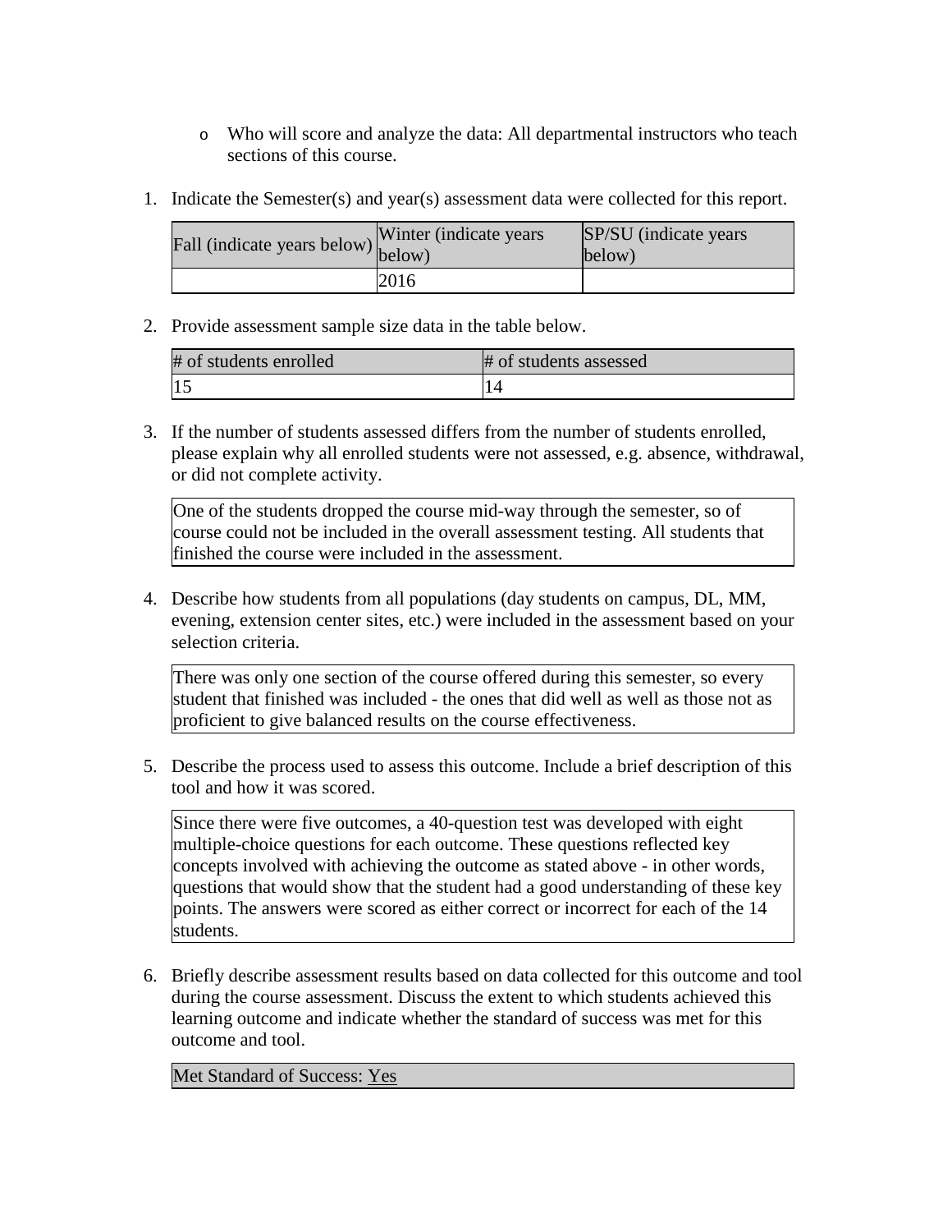- Who will score and analyze the data: All departmental instructors who teach sections of this course.

1. Indicate the Semester(s) and year(s) assessment data were collected for this report.

| Fall (indicate years below) | Winter (indicate years below) | SP/SU (indicate years below) |
|---|---|---|
| | 2016 | |

2. Provide assessment sample size data in the table below.

| # of students enrolled | # of students assessed |
|---|---|
| 15 | 14 |

3. If the number of students assessed differs from the number of students enrolled, please explain why all enrolled students were not assessed, e.g. absence, withdrawal, or did not complete activity.

One of the students dropped the course mid-way through the semester, so of course could not be included in the overall assessment testing. All students that finished the course were included in the assessment.

4. Describe how students from all populations (day students on campus, DL, MM, evening, extension center sites, etc.) were included in the assessment based on your selection criteria.

There was only one section of the course offered during this semester, so every student that finished was included - the ones that did well as well as those not as proficient to give balanced results on the course effectiveness.

5. Describe the process used to assess this outcome. Include a brief description of this tool and how it was scored.

Since there were five outcomes, a 40-question test was developed with eight multiple-choice questions for each outcome. These questions reflected key concepts involved with achieving the outcome as stated above - in other words, questions that would show that the student had a good understanding of these key points. The answers were scored as either correct or incorrect for each of the 14 students.

6. Briefly describe assessment results based on data collected for this outcome and tool during the course assessment. Discuss the extent to which students achieved this learning outcome and indicate whether the standard of success was met for this outcome and tool.

Met Standard of Success: Yes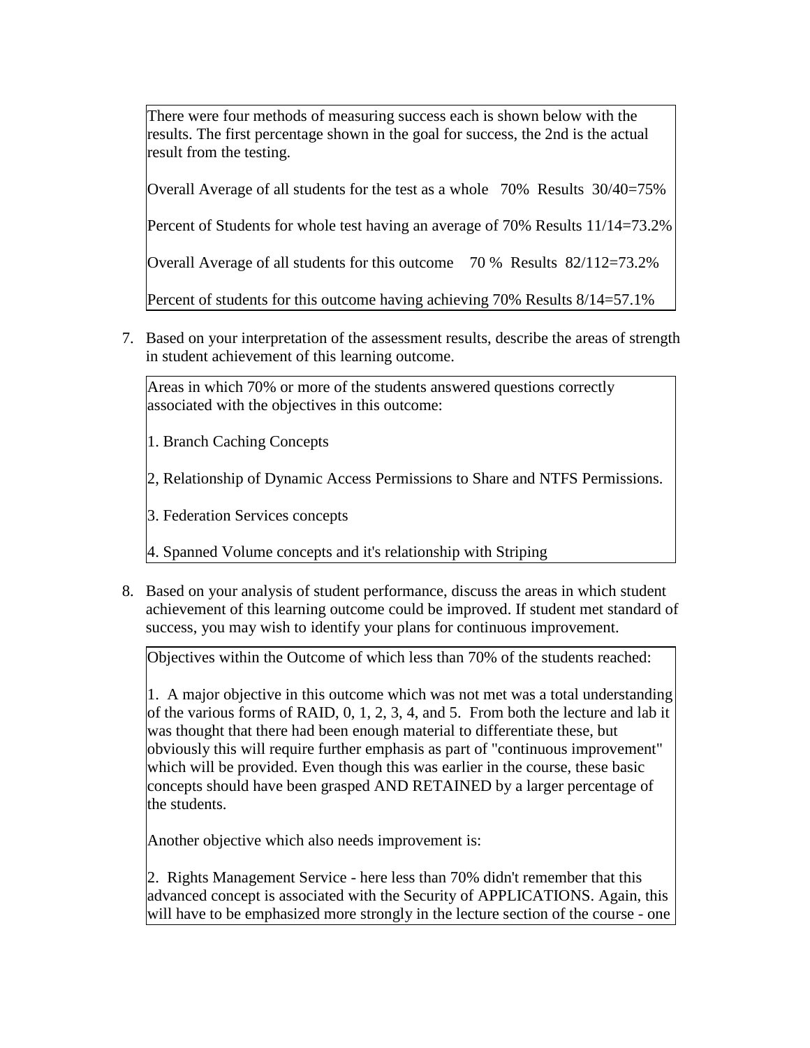There were four methods of measuring success each is shown below with the results. The first percentage shown in the goal for success, the 2nd is the actual result from the testing.

Overall Average of all students for the test as a whole 70% Results 30/40=75%

Percent of Students for whole test having an average of 70% Results 11/14=73.2%

Overall Average of all students for this outcome 70 % Results 82/112=73.2%

Percent of students for this outcome having achieving 70% Results 8/14=57.1%

7. Based on your interpretation of the assessment results, describe the areas of strength in student achievement of this learning outcome.

Areas in which 70% or more of the students answered questions correctly associated with the objectives in this outcome:

1. Branch Caching Concepts

2, Relationship of Dynamic Access Permissions to Share and NTFS Permissions.

3. Federation Services concepts

4. Spanned Volume concepts and it's relationship with Striping

8. Based on your analysis of student performance, discuss the areas in which student achievement of this learning outcome could be improved. If student met standard of success, you may wish to identify your plans for continuous improvement.

Objectives within the Outcome of which less than 70% of the students reached:

1. A major objective in this outcome which was not met was a total understanding of the various forms of RAID, 0, 1, 2, 3, 4, and 5. From both the lecture and lab it was thought that there had been enough material to differentiate these, but obviously this will require further emphasis as part of "continuous improvement" which will be provided. Even though this was earlier in the course, these basic concepts should have been grasped AND RETAINED by a larger percentage of the students.

Another objective which also needs improvement is:

2. Rights Management Service - here less than 70% didn't remember that this advanced concept is associated with the Security of APPLICATIONS. Again, this will have to be emphasized more strongly in the lecture section of the course - one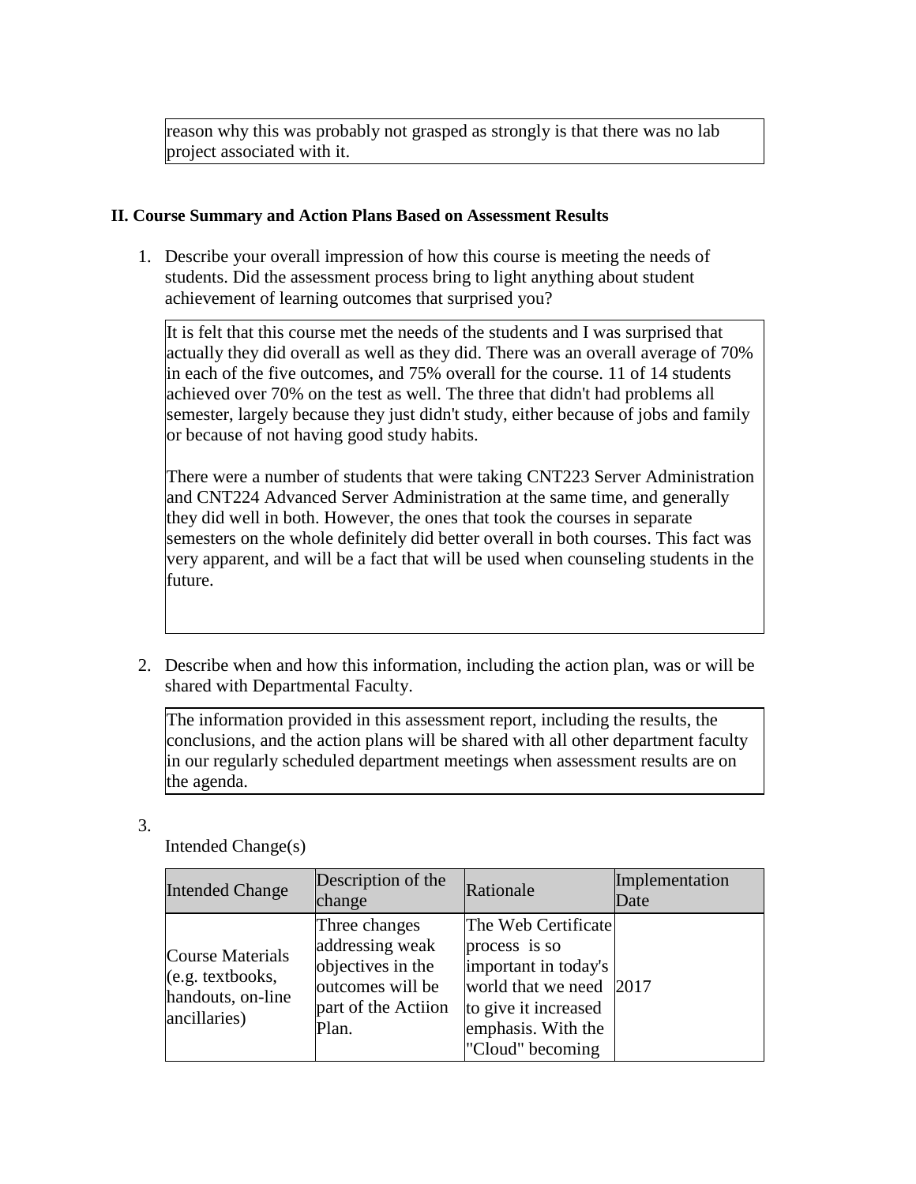reason why this was probably not grasped as strongly is that there was no lab project associated with it.

**II. Course Summary and Action Plans Based on Assessment Results**

1. Describe your overall impression of how this course is meeting the needs of students. Did the assessment process bring to light anything about student achievement of learning outcomes that surprised you?

It is felt that this course met the needs of the students and I was surprised that actually they did overall as well as they did. There was an overall average of 70% in each of the five outcomes, and 75% overall for the course. 11 of 14 students achieved over 70% on the test as well. The three that didn't had problems all semester, largely because they just didn't study, either because of jobs and family or because of not having good study habits.

There were a number of students that were taking CNT223 Server Administration and CNT224 Advanced Server Administration at the same time, and generally they did well in both. However, the ones that took the courses in separate semesters on the whole definitely did better overall in both courses. This fact was very apparent, and will be a fact that will be used when counseling students in the future.

2. Describe when and how this information, including the action plan, was or will be shared with Departmental Faculty.

The information provided in this assessment report, including the results, the conclusions, and the action plans will be shared with all other department faculty in our regularly scheduled department meetings when assessment results are on the agenda.

3. 

Intended Change(s)

| Intended Change | Description of the change | Rationale | Implementation Date |
| --- | --- | --- | --- |
| Course Materials (e.g. textbooks, handouts, on-line ancillaries) | Three changes addressing weak objectives in the outcomes will be part of the Actiion Plan. | The Web Certificate process is so important in today's world that we need to give it increased emphasis. With the "Cloud" becoming | 2017 |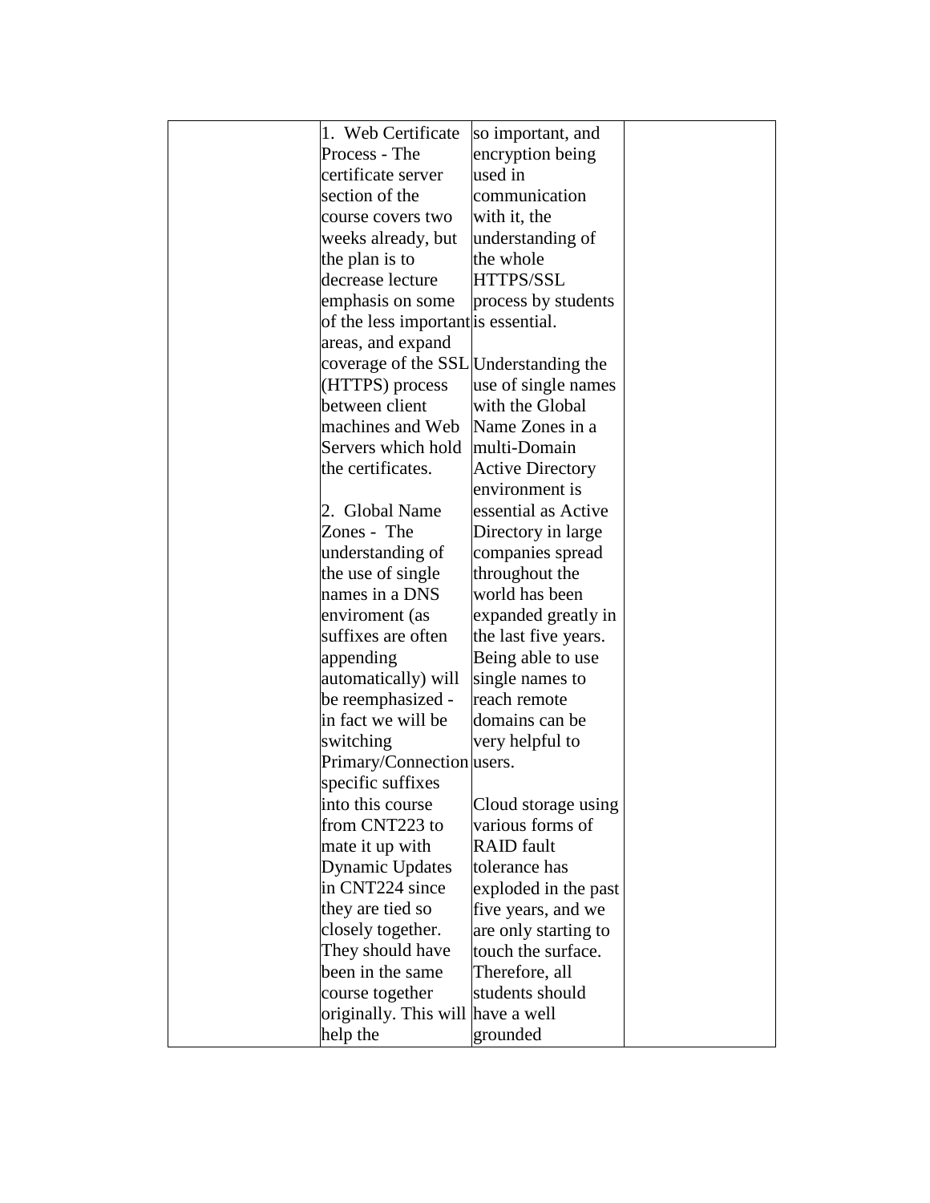| | | | |
|---|---|---|---|
| | 1. Web Certificate Process - The certificate server section of the course covers two weeks already, but the plan is to decrease lecture emphasis on some of the less important areas, and expand coverage of the SSL (HTTPS) process between client machines and Web Servers which hold the certificates.<br><br>2. Global Name Zones - The understanding of the use of single names in a DNS enviroment (as suffixes are often appending automatically) will be reemphasized - in fact we will be switching Primary/Connection specific suffixes into this course from CNT223 to mate it up with Dynamic Updates in CNT224 since they are tied so closely together. They should have been in the same course together originally. This will help the | so important, and encryption being used in communication with it, the understanding of the whole HTTPS/SSL process by students is essential.<br><br>Understanding the use of single names with the Global Name Zones in a multi-Domain Active Directory environment is essential as Active Directory in large companies spread throughout the world has been expanded greatly in the last five years. Being able to use single names to reach remote domains can be very helpful to users.<br><br>Cloud storage using various forms of RAID fault tolerance has exploded in the past five years, and we are only starting to touch the surface. Therefore, all students should have a well grounded | |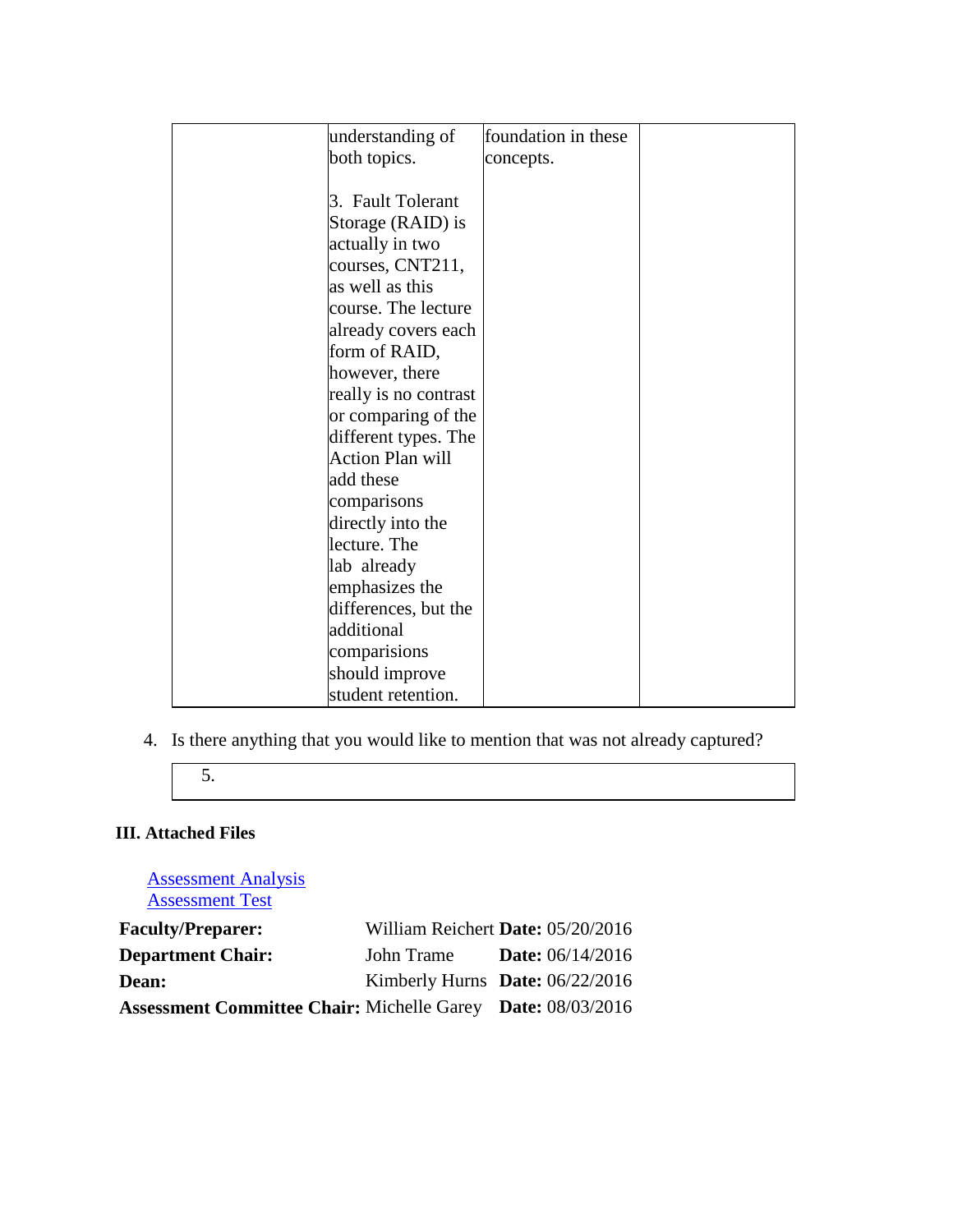| | | | |
|---|---|---|---|
| | understanding of both topics.<br><br>3. Fault Tolerant Storage (RAID) is actually in two courses, CNT211, as well as this course. The lecture already covers each form of RAID, however, there really is no contrast or comparing of the different types. The Action Plan will add these comparisons directly into the lecture. The lab already emphasizes the differences, but the additional comparisions should improve student retention. | foundation in these concepts. | |

4. Is there anything that you would like to mention that was not already captured?

| |
|---|
| 5. |

### III. Attached Files

[Assessment Analysis]
[Assessment Test]

| | | |
|---|---|---|
| **Faculty/Preparer:** | William Reichert | **Date:** 05/20/2016 |
| **Department Chair:** | John Trame | **Date:** 06/14/2016 |
| **Dean:** | Kimberly Hurns | **Date:** 06/22/2016 |
| **Assessment Committee Chair:** | Michelle Garey | **Date:** 08/03/2016 |